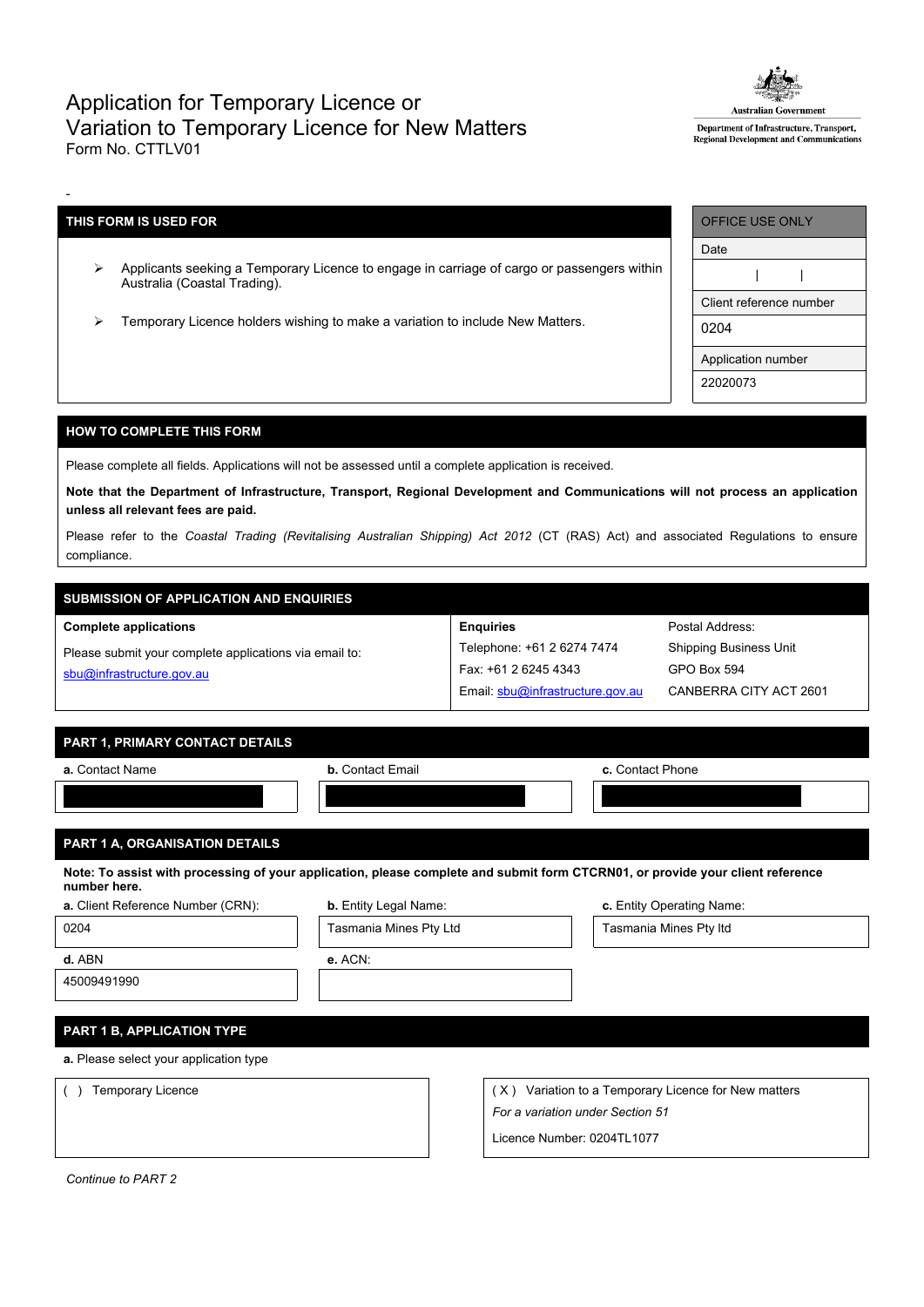# Application for Temporary Licence or Variation to Temporary Licence for New Matters

Form No. CTTLV01

Australian Government
Department of Infrastructure, Transport, Regional Development and Communications

-

| THIS FORM IS USED FOR |
|---|
| ➢ Applicants seeking a Temporary Licence to engage in carriage of cargo or passengers within Australia (Coastal Trading). |
| ➢ Temporary Licence holders wishing to make a variation to include New Matters. |

| OFFICE USE ONLY |
|---|
| Date |
| \| \| |
| Client reference number |
| 0204 |
| Application number |
| 22020073 |

## HOW TO COMPLETE THIS FORM

Please complete all fields. Applications will not be assessed until a complete application is received.

**Note that the Department of Infrastructure, Transport, Regional Development and Communications will not process an application unless all relevant fees are paid.**

Please refer to the *Coastal Trading (Revitalising Australian Shipping) Act 2012* (CT (RAS) Act) and associated Regulations to ensure compliance.

## SUBMISSION OF APPLICATION AND ENQUIRIES

| Complete applications | Enquiries | |
|---|---|---|
| Please submit your complete applications via email to: sbu@infrastructure.gov.au | Telephone: +61 2 6274 7474<br>Fax: +61 2 6245 4343<br>Email: sbu@infrastructure.gov.au | Postal Address:<br>Shipping Business Unit<br>GPO Box 594<br>CANBERRA CITY ACT 2601 |

## PART 1, PRIMARY CONTACT DETAILS

| **a.** Contact Name | **b.** Contact Email | **c.** Contact Phone |
|---|---|---|
| | | |

## PART 1 A, ORGANISATION DETAILS

**Note: To assist with processing of your application, please complete and submit form CTCRN01, or provide your client reference number here.**

| **a.** Client Reference Number (CRN): | **b.** Entity Legal Name: | **c.** Entity Operating Name: |
|---|---|---|
| 0204 | Tasmania Mines Pty Ltd | Tasmania Mines Pty ltd |

| **d.** ABN | **e.** ACN: |
|---|---|
| 45009491990 | |

## PART 1 B, APPLICATION TYPE

**a.** Please select your application type

| ( ) Temporary Licence | ( X ) Variation to a Temporary Licence for New matters<br>*For a variation under Section 51*<br>Licence Number: 0204TL1077 |
|---|---|

*Continue to PART 2*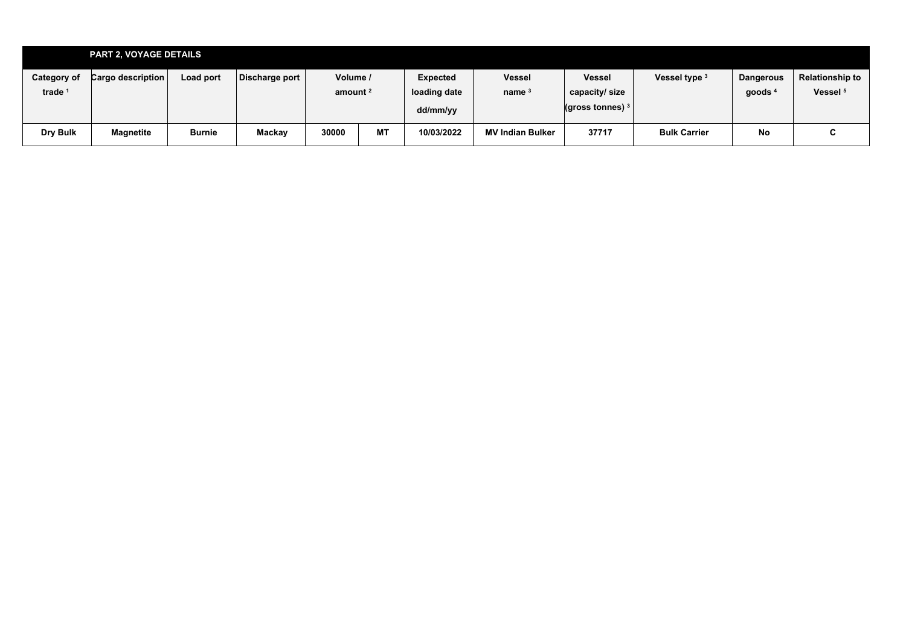## PART 2, VOYAGE DETAILS

| Category of trade [1] | Cargo description | Load port | Discharge port | Volume / amount [2] | | Expected loading date dd/mm/yy | Vessel name [3] | Vessel capacity/ size (gross tonnes) [3] | Vessel type [3] | Dangerous goods [4] | Relationship to Vessel [5] |
|---|---|---|---|---|---|---|---|---|---|---|---|
| Dry Bulk | Magnetite | Burnie | Mackay | 30000 | MT | 10/03/2022 | MV Indian Bulker | 37717 | Bulk Carrier | No | C |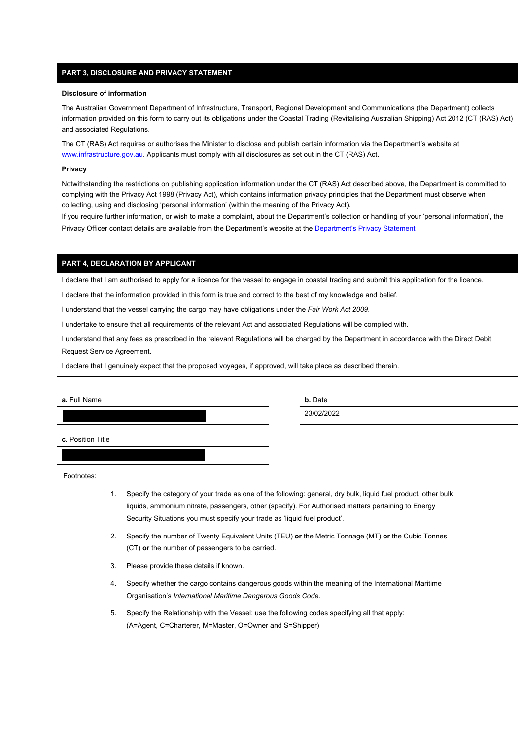## PART 3, DISCLOSURE AND PRIVACY STATEMENT

**Disclosure of information**

The Australian Government Department of Infrastructure, Transport, Regional Development and Communications (the Department) collects information provided on this form to carry out its obligations under the Coastal Trading (Revitalising Australian Shipping) Act 2012 (CT (RAS) Act) and associated Regulations.

The CT (RAS) Act requires or authorises the Minister to disclose and publish certain information via the Department's website at www.infrastructure.gov.au. Applicants must comply with all disclosures as set out in the CT (RAS) Act.

**Privacy**

Notwithstanding the restrictions on publishing application information under the CT (RAS) Act described above, the Department is committed to complying with the Privacy Act 1998 (Privacy Act), which contains information privacy principles that the Department must observe when collecting, using and disclosing 'personal information' (within the meaning of the Privacy Act).

If you require further information, or wish to make a complaint, about the Department's collection or handling of your 'personal information', the Privacy Officer contact details are available from the Department's website at the Department's Privacy Statement

## PART 4, DECLARATION BY APPLICANT

I declare that I am authorised to apply for a licence for the vessel to engage in coastal trading and submit this application for the licence.

I declare that the information provided in this form is true and correct to the best of my knowledge and belief.

I understand that the vessel carrying the cargo may have obligations under the *Fair Work Act 2009*.

I undertake to ensure that all requirements of the relevant Act and associated Regulations will be complied with.

I understand that any fees as prescribed in the relevant Regulations will be charged by the Department in accordance with the Direct Debit Request Service Agreement.

I declare that I genuinely expect that the proposed voyages, if approved, will take place as described therein.

**a.** Full Name

[REDACTED]

**b.** Date

23/02/2022

**c.** Position Title

[REDACTED]

Footnotes:

1. Specify the category of your trade as one of the following: general, dry bulk, liquid fuel product, other bulk liquids, ammonium nitrate, passengers, other (specify). For Authorised matters pertaining to Energy Security Situations you must specify your trade as 'liquid fuel product'.
2. Specify the number of Twenty Equivalent Units (TEU) **or** the Metric Tonnage (MT) **or** the Cubic Tonnes (CT) **or** the number of passengers to be carried.
3. Please provide these details if known.
4. Specify whether the cargo contains dangerous goods within the meaning of the International Maritime Organisation's *International Maritime Dangerous Goods Code*.
5. Specify the Relationship with the Vessel; use the following codes specifying all that apply: (A=Agent, C=Charterer, M=Master, O=Owner and S=Shipper)